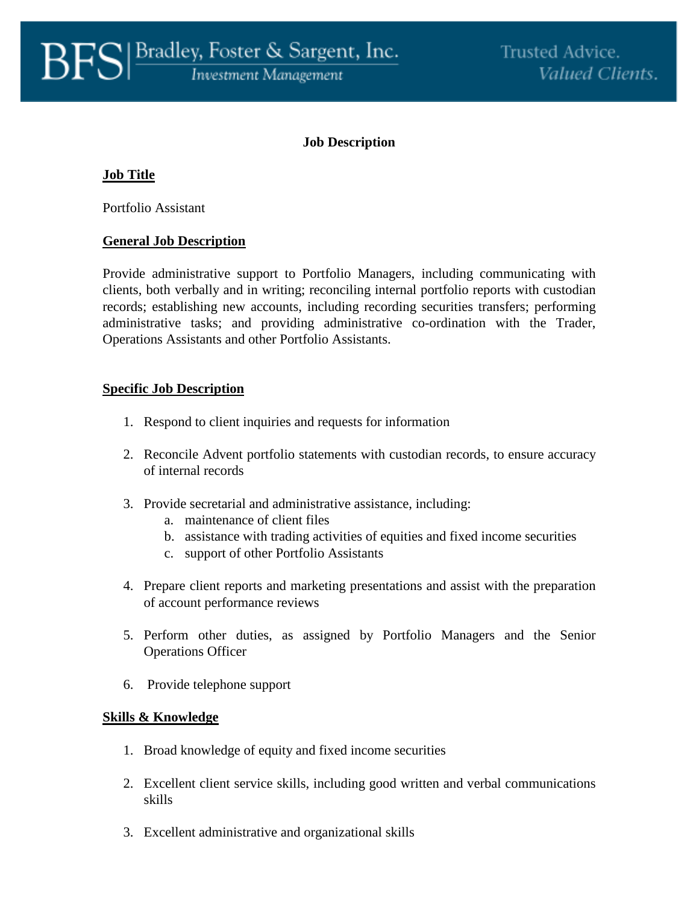Bradley, Foster & Sargent, Inc.
Investment Management

Trusted Advice. Valued Clients.

# Job Description

## Job Title

Portfolio Assistant

## General Job Description

Provide administrative support to Portfolio Managers, including communicating with clients, both verbally and in writing; reconciling internal portfolio reports with custodian records; establishing new accounts, including recording securities transfers; performing administrative tasks; and providing administrative co-ordination with the Trader, Operations Assistants and other Portfolio Assistants.

## Specific Job Description

1. Respond to client inquiries and requests for information
2. Reconcile Advent portfolio statements with custodian records, to ensure accuracy of internal records
3. Provide secretarial and administrative assistance, including:
   a. maintenance of client files
   b. assistance with trading activities of equities and fixed income securities
   c. support of other Portfolio Assistants
4. Prepare client reports and marketing presentations and assist with the preparation of account performance reviews
5. Perform other duties, as assigned by Portfolio Managers and the Senior Operations Officer
6. Provide telephone support

## Skills & Knowledge

1. Broad knowledge of equity and fixed income securities
2. Excellent client service skills, including good written and verbal communications skills
3. Excellent administrative and organizational skills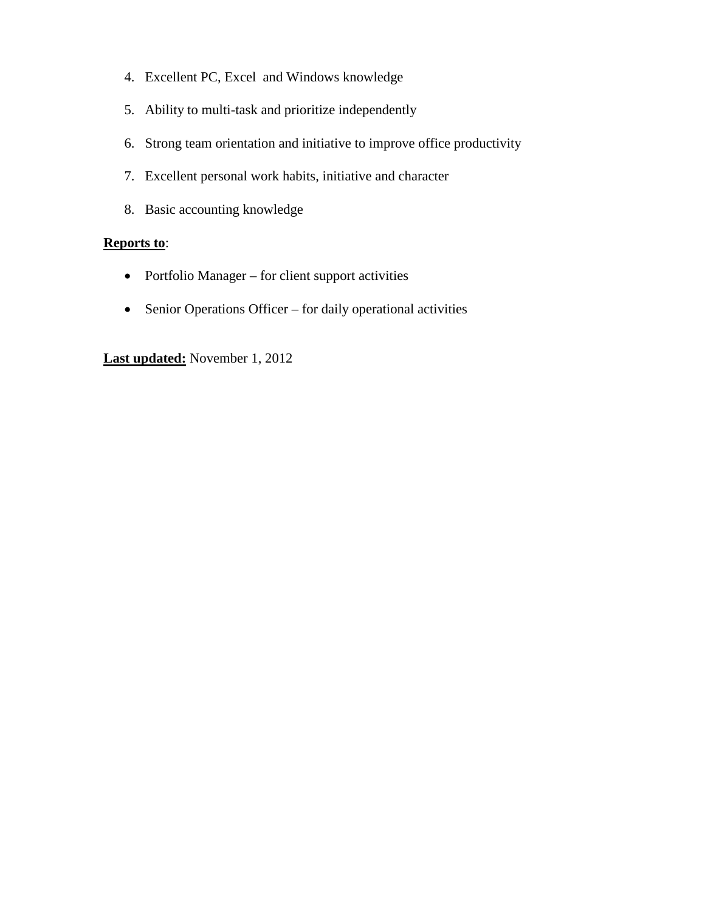4. Excellent PC, Excel and Windows knowledge
5. Ability to multi-task and prioritize independently
6. Strong team orientation and initiative to improve office productivity
7. Excellent personal work habits, initiative and character
8. Basic accounting knowledge

**Reports to**:

- Portfolio Manager – for client support activities
- Senior Operations Officer – for daily operational activities

**Last updated:** November 1, 2012